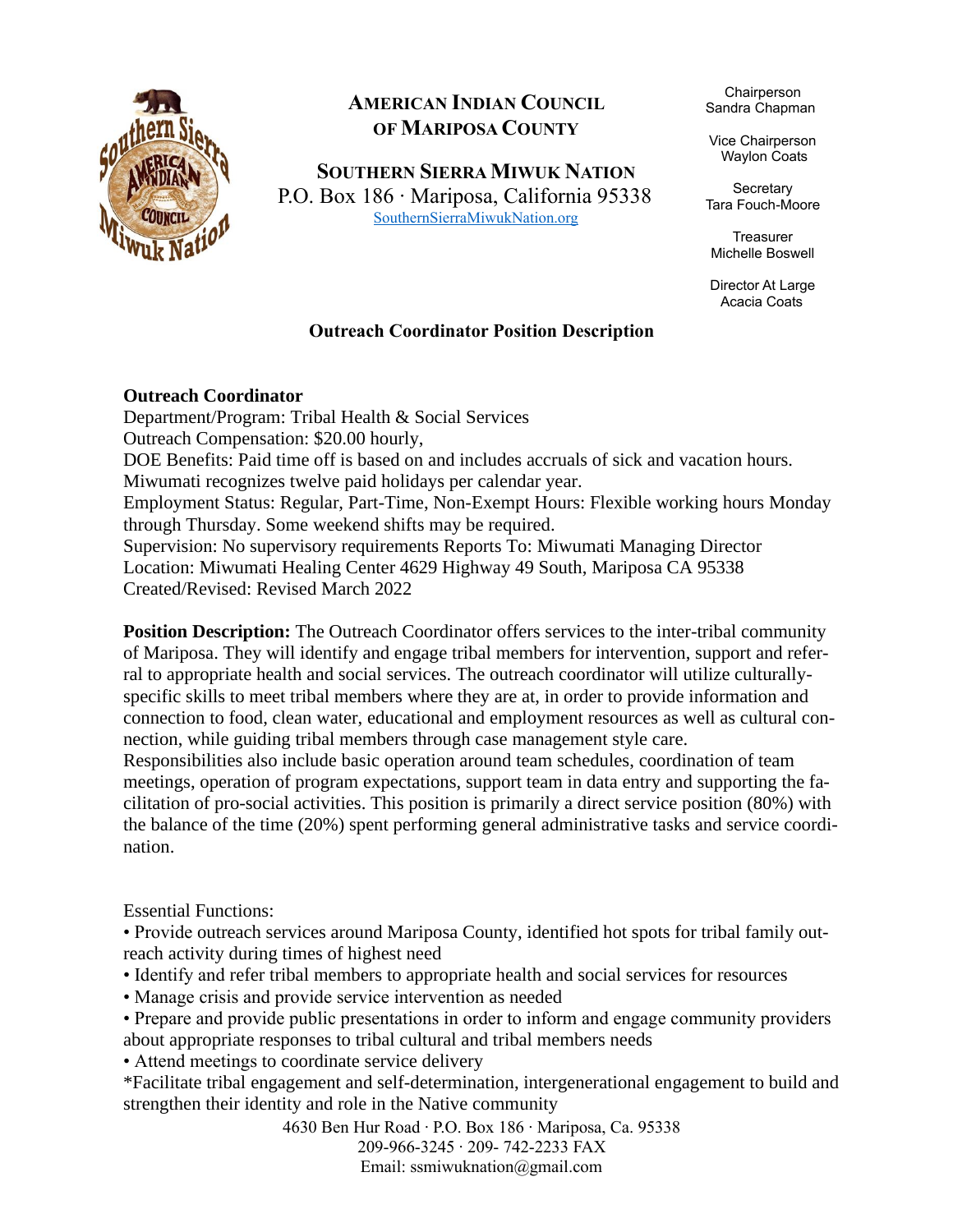**American Indian Council of Mariposa County**

**Southern Sierra Miwuk Nation**
P.O. Box 186 · Mariposa, California 95338
SouthernSierraMiwukNation.org

Chairperson
Sandra Chapman

Vice Chairperson
Waylon Coats

Secretary
Tara Fouch-Moore

Treasurer
Michelle Boswell

Director At Large
Acacia Coats

## Outreach Coordinator Position Description

**Outreach Coordinator**
Department/Program: Tribal Health & Social Services
Outreach Compensation: $20.00 hourly,
DOE Benefits: Paid time off is based on and includes accruals of sick and vacation hours. Miwumati recognizes twelve paid holidays per calendar year.
Employment Status: Regular, Part-Time, Non-Exempt Hours: Flexible working hours Monday through Thursday. Some weekend shifts may be required.
Supervision: No supervisory requirements Reports To: Miwumati Managing Director
Location: Miwumati Healing Center 4629 Highway 49 South, Mariposa CA 95338
Created/Revised: Revised March 2022

**Position Description:** The Outreach Coordinator offers services to the inter-tribal community of Mariposa. They will identify and engage tribal members for intervention, support and referral to appropriate health and social services. The outreach coordinator will utilize culturally-specific skills to meet tribal members where they are at, in order to provide information and connection to food, clean water, educational and employment resources as well as cultural connection, while guiding tribal members through case management style care.
Responsibilities also include basic operation around team schedules, coordination of team meetings, operation of program expectations, support team in data entry and supporting the facilitation of pro-social activities. This position is primarily a direct service position (80%) with the balance of the time (20%) spent performing general administrative tasks and service coordination.

Essential Functions:

- Provide outreach services around Mariposa County, identified hot spots for tribal family outreach activity during times of highest need
- Identify and refer tribal members to appropriate health and social services for resources
- Manage crisis and provide service intervention as needed
- Prepare and provide public presentations in order to inform and engage community providers about appropriate responses to tribal cultural and tribal members needs
- Attend meetings to coordinate service delivery

*Facilitate tribal engagement and self-determination, intergenerational engagement to build and strengthen their identity and role in the Native community

4630 Ben Hur Road · P.O. Box 186 · Mariposa, Ca. 95338
209-966-3245 · 209- 742-2233 FAX
Email: ssmiwuknation@gmail.com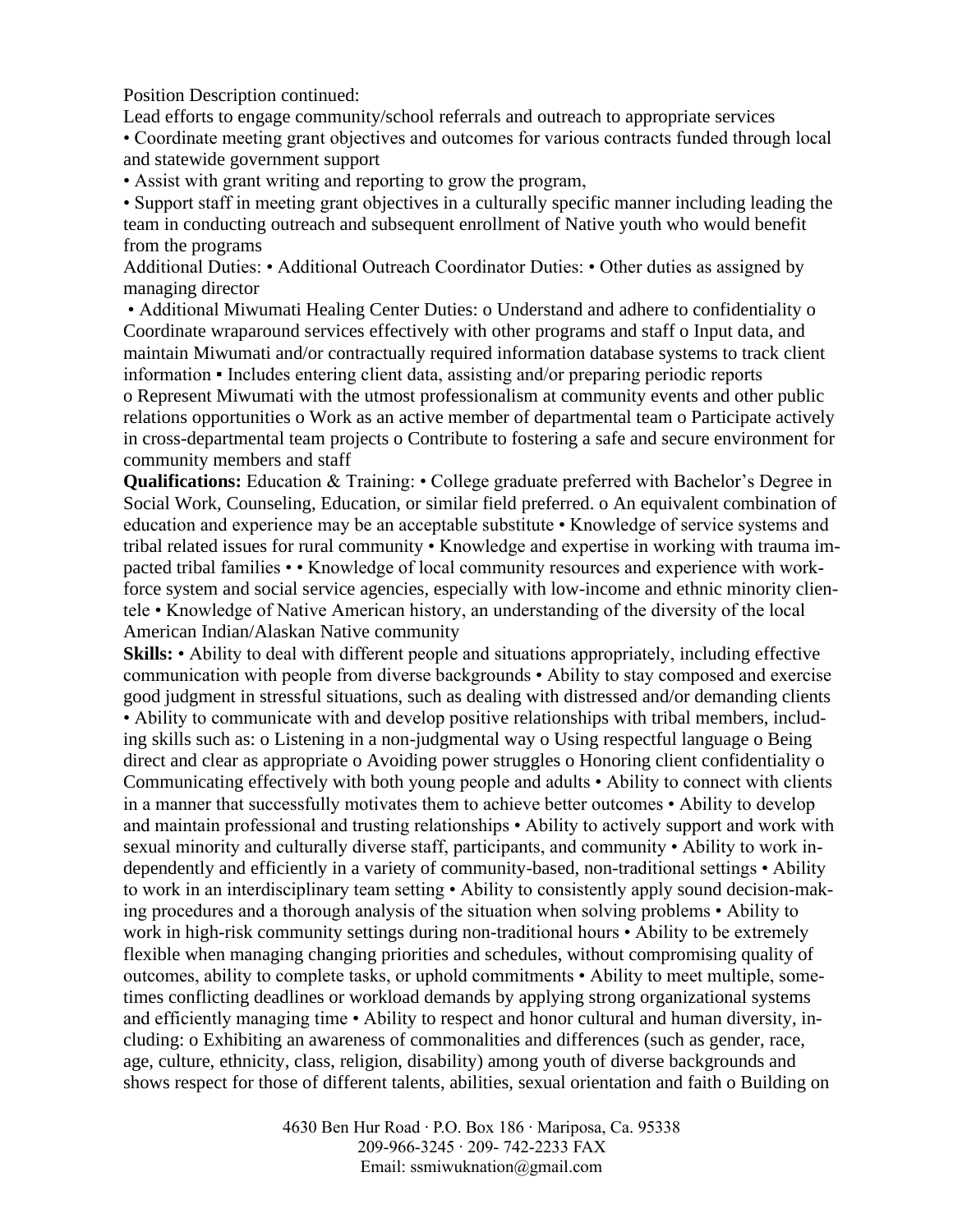Position Description continued:

Lead efforts to engage community/school referrals and outreach to appropriate services

- Coordinate meeting grant objectives and outcomes for various contracts funded through local and statewide government support
- Assist with grant writing and reporting to grow the program,
- Support staff in meeting grant objectives in a culturally specific manner including leading the team in conducting outreach and subsequent enrollment of Native youth who would benefit from the programs

Additional Duties: • Additional Outreach Coordinator Duties: • Other duties as assigned by managing director

• Additional Miwumati Healing Center Duties: o Understand and adhere to confidentiality o Coordinate wraparound services effectively with other programs and staff o Input data, and maintain Miwumati and/or contractually required information database systems to track client information ▪ Includes entering client data, assisting and/or preparing periodic reports o Represent Miwumati with the utmost professionalism at community events and other public relations opportunities o Work as an active member of departmental team o Participate actively in cross-departmental team projects o Contribute to fostering a safe and secure environment for community members and staff

**Qualifications:** Education & Training: • College graduate preferred with Bachelor's Degree in Social Work, Counseling, Education, or similar field preferred. o An equivalent combination of education and experience may be an acceptable substitute • Knowledge of service systems and tribal related issues for rural community • Knowledge and expertise in working with trauma impacted tribal families • • Knowledge of local community resources and experience with workforce system and social service agencies, especially with low-income and ethnic minority clientele • Knowledge of Native American history, an understanding of the diversity of the local American Indian/Alaskan Native community

**Skills:** • Ability to deal with different people and situations appropriately, including effective communication with people from diverse backgrounds • Ability to stay composed and exercise good judgment in stressful situations, such as dealing with distressed and/or demanding clients • Ability to communicate with and develop positive relationships with tribal members, including skills such as: o Listening in a non-judgmental way o Using respectful language o Being direct and clear as appropriate o Avoiding power struggles o Honoring client confidentiality o Communicating effectively with both young people and adults • Ability to connect with clients in a manner that successfully motivates them to achieve better outcomes • Ability to develop and maintain professional and trusting relationships • Ability to actively support and work with sexual minority and culturally diverse staff, participants, and community • Ability to work independently and efficiently in a variety of community-based, non-traditional settings • Ability to work in an interdisciplinary team setting • Ability to consistently apply sound decision-making procedures and a thorough analysis of the situation when solving problems • Ability to work in high-risk community settings during non-traditional hours • Ability to be extremely flexible when managing changing priorities and schedules, without compromising quality of outcomes, ability to complete tasks, or uphold commitments • Ability to meet multiple, sometimes conflicting deadlines or workload demands by applying strong organizational systems and efficiently managing time • Ability to respect and honor cultural and human diversity, including: o Exhibiting an awareness of commonalities and differences (such as gender, race, age, culture, ethnicity, class, religion, disability) among youth of diverse backgrounds and shows respect for those of different talents, abilities, sexual orientation and faith o Building on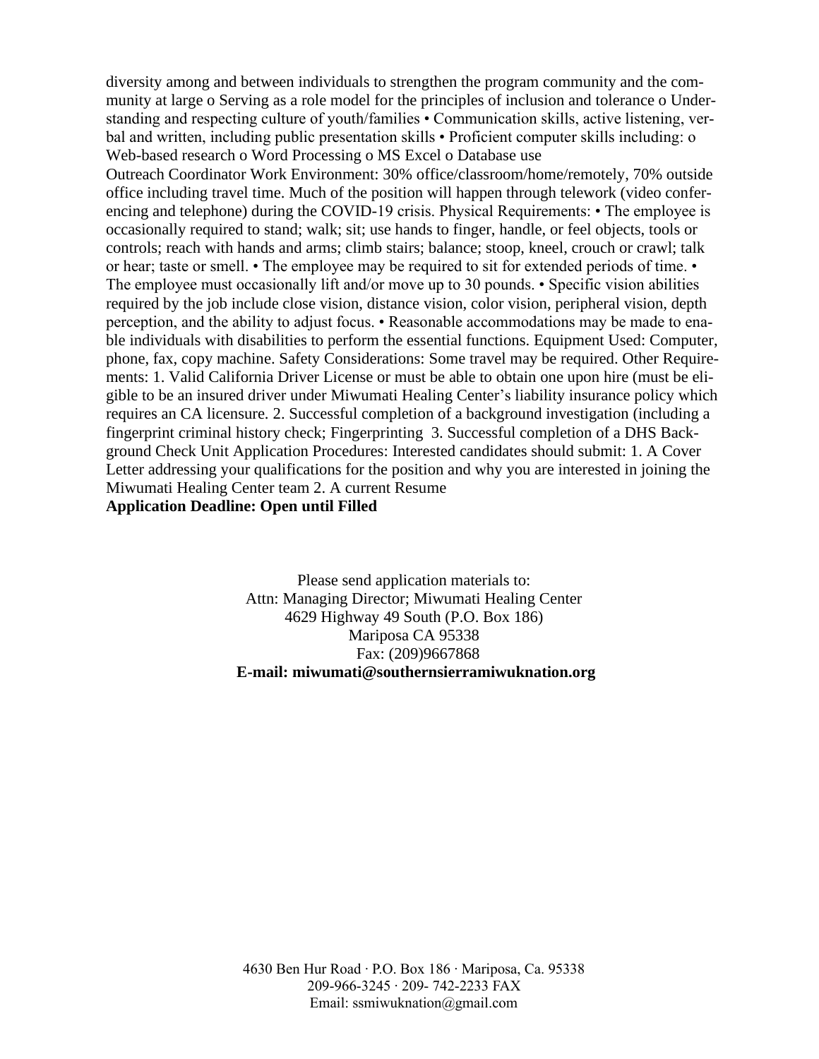diversity among and between individuals to strengthen the program community and the community at large o Serving as a role model for the principles of inclusion and tolerance o Understanding and respecting culture of youth/families • Communication skills, active listening, verbal and written, including public presentation skills • Proficient computer skills including: o Web-based research o Word Processing o MS Excel o Database use

Outreach Coordinator Work Environment: 30% office/classroom/home/remotely, 70% outside office including travel time. Much of the position will happen through telework (video conferencing and telephone) during the COVID-19 crisis. Physical Requirements: • The employee is occasionally required to stand; walk; sit; use hands to finger, handle, or feel objects, tools or controls; reach with hands and arms; climb stairs; balance; stoop, kneel, crouch or crawl; talk or hear; taste or smell. • The employee may be required to sit for extended periods of time. • The employee must occasionally lift and/or move up to 30 pounds. • Specific vision abilities required by the job include close vision, distance vision, color vision, peripheral vision, depth perception, and the ability to adjust focus. • Reasonable accommodations may be made to enable individuals with disabilities to perform the essential functions. Equipment Used: Computer, phone, fax, copy machine. Safety Considerations: Some travel may be required. Other Requirements: 1. Valid California Driver License or must be able to obtain one upon hire (must be eligible to be an insured driver under Miwumati Healing Center's liability insurance policy which requires an CA licensure. 2. Successful completion of a background investigation (including a fingerprint criminal history check; Fingerprinting 3. Successful completion of a DHS Background Check Unit Application Procedures: Interested candidates should submit: 1. A Cover Letter addressing your qualifications for the position and why you are interested in joining the Miwumati Healing Center team 2. A current Resume

**Application Deadline: Open until Filled**

Please send application materials to:
Attn: Managing Director; Miwumati Healing Center
4629 Highway 49 South (P.O. Box 186)
Mariposa CA 95338
Fax: (209)9667868
**E-mail: miwumati@southernsierramiwuknation.org**

4630 Ben Hur Road · P.O. Box 186 · Mariposa, Ca. 95338
209-966-3245 · 209- 742-2233 FAX
Email: ssmiwuknation@gmail.com